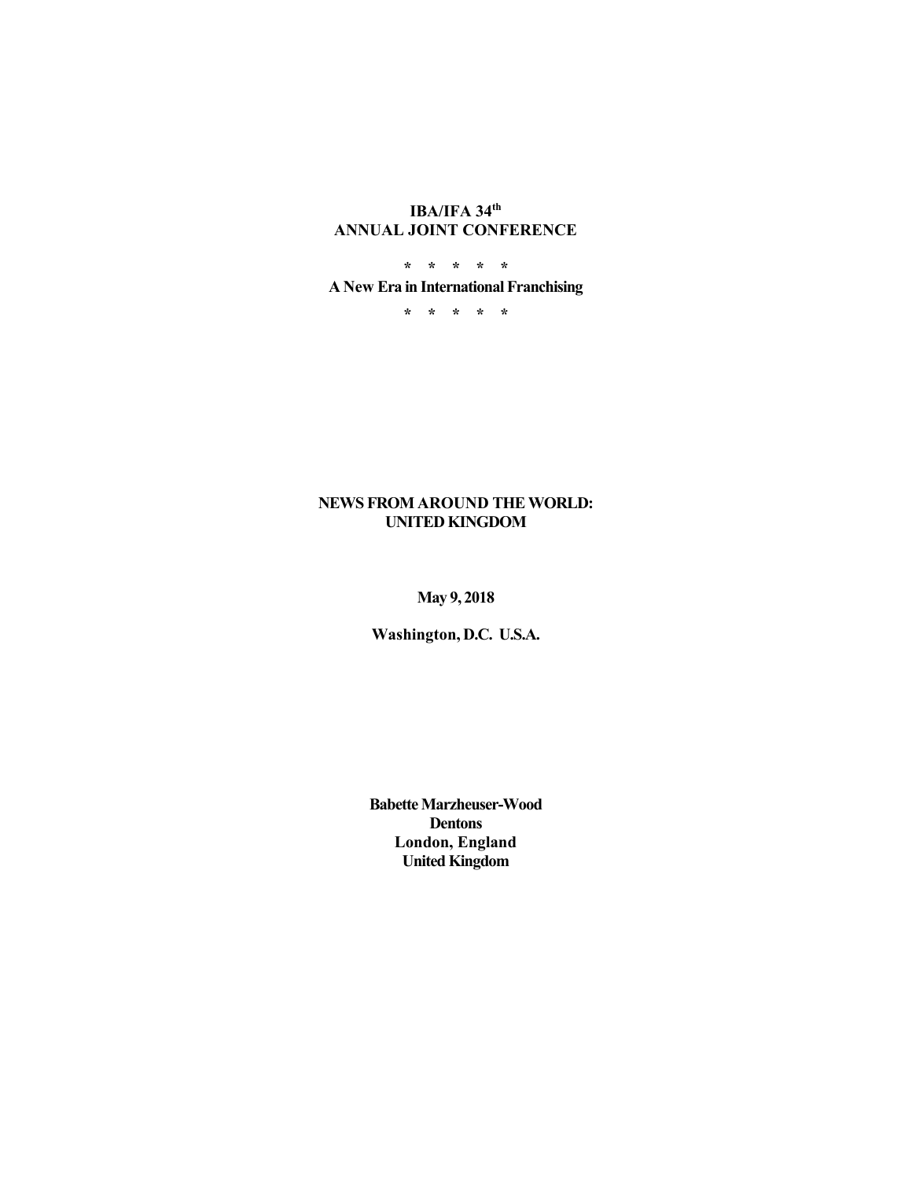**IBA/IFA 34th**
**ANNUAL JOINT CONFERENCE**

\* \* \* \* \*

**A New Era in International Franchising**

\* \* \* \* \*

# NEWS FROM AROUND THE WORLD: UNITED KINGDOM

**May 9, 2018**

**Washington, D.C. U.S.A.**

**Babette Marzheuser-Wood**
**Dentons**
**London, England**
**United Kingdom**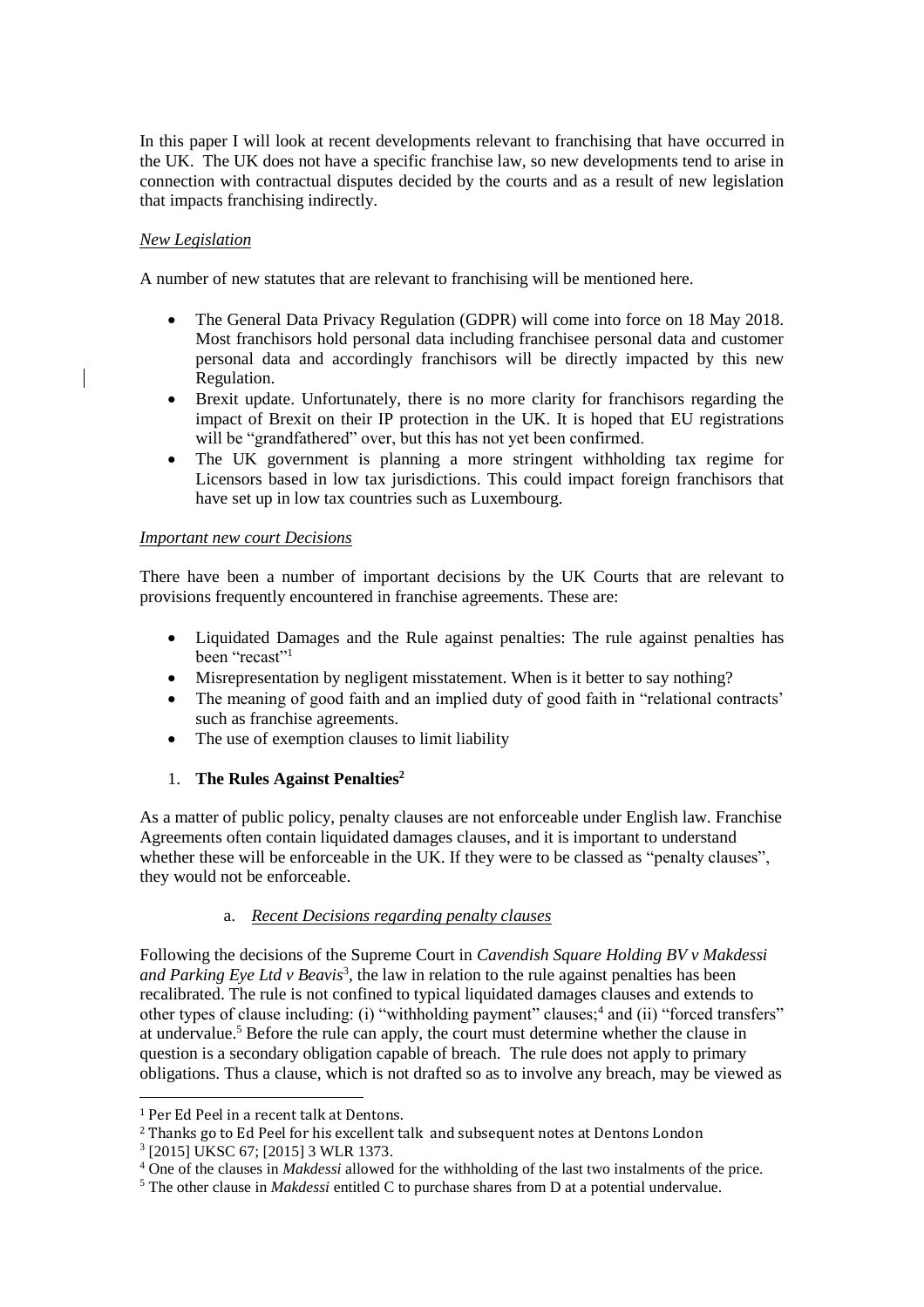In this paper I will look at recent developments relevant to franchising that have occurred in the UK. The UK does not have a specific franchise law, so new developments tend to arise in connection with contractual disputes decided by the courts and as a result of new legislation that impacts franchising indirectly.

*New Legislation*

A number of new statutes that are relevant to franchising will be mentioned here.

- The General Data Privacy Regulation (GDPR) will come into force on 18 May 2018. Most franchisors hold personal data including franchisee personal data and customer personal data and accordingly franchisors will be directly impacted by this new Regulation.
- Brexit update. Unfortunately, there is no more clarity for franchisors regarding the impact of Brexit on their IP protection in the UK. It is hoped that EU registrations will be "grandfathered" over, but this has not yet been confirmed.
- The UK government is planning a more stringent withholding tax regime for Licensors based in low tax jurisdictions. This could impact foreign franchisors that have set up in low tax countries such as Luxembourg.

*Important new court Decisions*

There have been a number of important decisions by the UK Courts that are relevant to provisions frequently encountered in franchise agreements. These are:

- Liquidated Damages and the Rule against penalties: The rule against penalties has been "recast"[1]
- Misrepresentation by negligent misstatement. When is it better to say nothing?
- The meaning of good faith and an implied duty of good faith in "relational contracts' such as franchise agreements.
- The use of exemption clauses to limit liability

1. **The Rules Against Penalties[2]**

As a matter of public policy, penalty clauses are not enforceable under English law. Franchise Agreements often contain liquidated damages clauses, and it is important to understand whether these will be enforceable in the UK. If they were to be classed as "penalty clauses", they would not be enforceable.

a. *Recent Decisions regarding penalty clauses*

Following the decisions of the Supreme Court in *Cavendish Square Holding BV v Makdessi and Parking Eye Ltd v Beavis*[3], the law in relation to the rule against penalties has been recalibrated. The rule is not confined to typical liquidated damages clauses and extends to other types of clause including: (i) "withholding payment" clauses;[4] and (ii) "forced transfers" at undervalue.[5] Before the rule can apply, the court must determine whether the clause in question is a secondary obligation capable of breach. The rule does not apply to primary obligations. Thus a clause, which is not drafted so as to involve any breach, may be viewed as

---

[1] Per Ed Peel in a recent talk at Dentons.

[2] Thanks go to Ed Peel for his excellent talk and subsequent notes at Dentons London

[3] [2015] UKSC 67; [2015] 3 WLR 1373.

[4] One of the clauses in *Makdessi* allowed for the withholding of the last two instalments of the price.

[5] The other clause in *Makdessi* entitled C to purchase shares from D at a potential undervalue.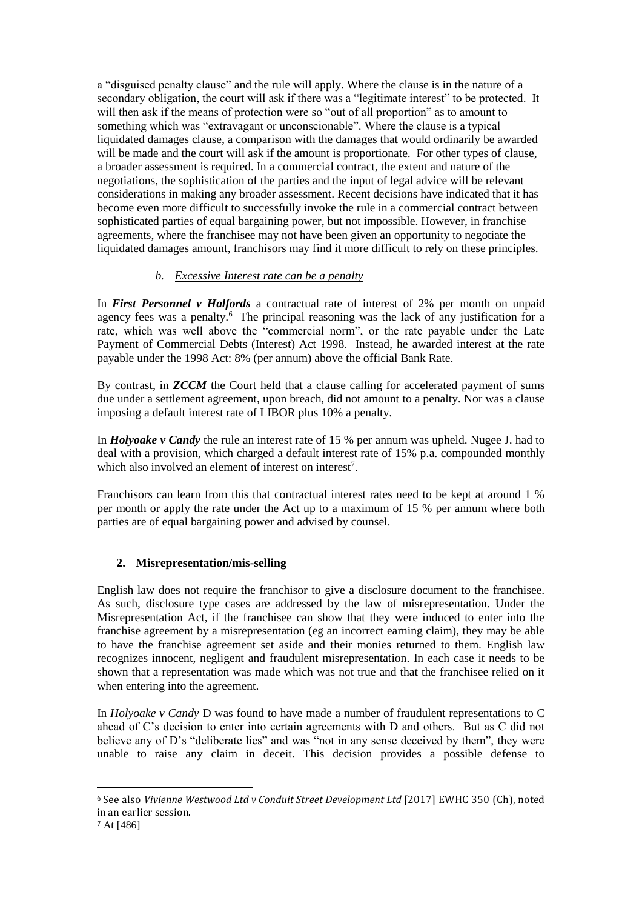a "disguised penalty clause" and the rule will apply. Where the clause is in the nature of a secondary obligation, the court will ask if there was a "legitimate interest" to be protected. It will then ask if the means of protection were so "out of all proportion" as to amount to something which was "extravagant or unconscionable". Where the clause is a typical liquidated damages clause, a comparison with the damages that would ordinarily be awarded will be made and the court will ask if the amount is proportionate. For other types of clause, a broader assessment is required. In a commercial contract, the extent and nature of the negotiations, the sophistication of the parties and the input of legal advice will be relevant considerations in making any broader assessment. Recent decisions have indicated that it has become even more difficult to successfully invoke the rule in a commercial contract between sophisticated parties of equal bargaining power, but not impossible. However, in franchise agreements, where the franchisee may not have been given an opportunity to negotiate the liquidated damages amount, franchisors may find it more difficult to rely on these principles.

### *b. Excessive Interest rate can be a penalty*

In ***First Personnel v Halfords*** a contractual rate of interest of 2% per month on unpaid agency fees was a penalty.[6] The principal reasoning was the lack of any justification for a rate, which was well above the "commercial norm", or the rate payable under the Late Payment of Commercial Debts (Interest) Act 1998. Instead, he awarded interest at the rate payable under the 1998 Act: 8% (per annum) above the official Bank Rate.

By contrast, in ***ZCCM*** the Court held that a clause calling for accelerated payment of sums due under a settlement agreement, upon breach, did not amount to a penalty. Nor was a clause imposing a default interest rate of LIBOR plus 10% a penalty.

In ***Holyoake v Candy*** the rule an interest rate of 15 % per annum was upheld. Nugee J. had to deal with a provision, which charged a default interest rate of 15% p.a. compounded monthly which also involved an element of interest on interest[7].

Franchisors can learn from this that contractual interest rates need to be kept at around 1 % per month or apply the rate under the Act up to a maximum of 15 % per annum where both parties are of equal bargaining power and advised by counsel.

## 2. Misrepresentation/mis-selling

English law does not require the franchisor to give a disclosure document to the franchisee. As such, disclosure type cases are addressed by the law of misrepresentation. Under the Misrepresentation Act, if the franchisee can show that they were induced to enter into the franchise agreement by a misrepresentation (eg an incorrect earning claim), they may be able to have the franchise agreement set aside and their monies returned to them. English law recognizes innocent, negligent and fraudulent misrepresentation. In each case it needs to be shown that a representation was made which was not true and that the franchisee relied on it when entering into the agreement.

In *Holyoake v Candy* D was found to have made a number of fraudulent representations to C ahead of C's decision to enter into certain agreements with D and others. But as C did not believe any of D's "deliberate lies" and was "not in any sense deceived by them", they were unable to raise any claim in deceit. This decision provides a possible defense to

---

[6] See also *Vivienne Westwood Ltd v Conduit Street Development Ltd* [2017] EWHC 350 (Ch), noted in an earlier session.

[7] At [486]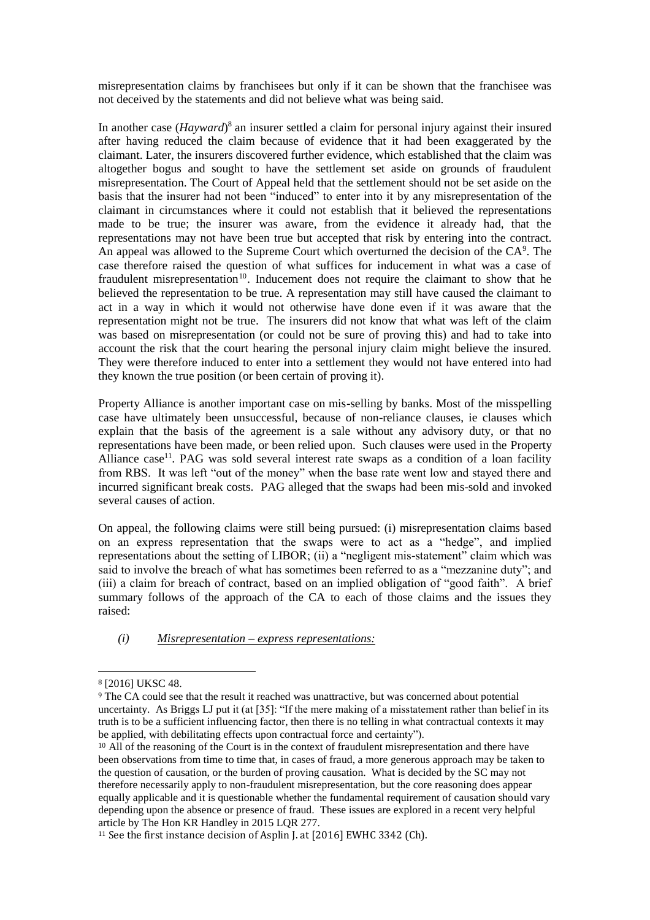misrepresentation claims by franchisees but only if it can be shown that the franchisee was not deceived by the statements and did not believe what was being said.

In another case (*Hayward*)[8] an insurer settled a claim for personal injury against their insured after having reduced the claim because of evidence that it had been exaggerated by the claimant. Later, the insurers discovered further evidence, which established that the claim was altogether bogus and sought to have the settlement set aside on grounds of fraudulent misrepresentation. The Court of Appeal held that the settlement should not be set aside on the basis that the insurer had not been "induced" to enter into it by any misrepresentation of the claimant in circumstances where it could not establish that it believed the representations made to be true; the insurer was aware, from the evidence it already had, that the representations may not have been true but accepted that risk by entering into the contract. An appeal was allowed to the Supreme Court which overturned the decision of the CA[9]. The case therefore raised the question of what suffices for inducement in what was a case of fraudulent misrepresentation[10]. Inducement does not require the claimant to show that he believed the representation to be true. A representation may still have caused the claimant to act in a way in which it would not otherwise have done even if it was aware that the representation might not be true. The insurers did not know that what was left of the claim was based on misrepresentation (or could not be sure of proving this) and had to take into account the risk that the court hearing the personal injury claim might believe the insured. They were therefore induced to enter into a settlement they would not have entered into had they known the true position (or been certain of proving it).

Property Alliance is another important case on mis-selling by banks. Most of the misspelling case have ultimately been unsuccessful, because of non-reliance clauses, ie clauses which explain that the basis of the agreement is a sale without any advisory duty, or that no representations have been made, or been relied upon. Such clauses were used in the Property Alliance case[11]. PAG was sold several interest rate swaps as a condition of a loan facility from RBS. It was left "out of the money" when the base rate went low and stayed there and incurred significant break costs. PAG alleged that the swaps had been mis-sold and invoked several causes of action.

On appeal, the following claims were still being pursued: (i) misrepresentation claims based on an express representation that the swaps were to act as a "hedge", and implied representations about the setting of LIBOR; (ii) a "negligent mis-statement" claim which was said to involve the breach of what has sometimes been referred to as a "mezzanine duty"; and (iii) a claim for breach of contract, based on an implied obligation of "good faith". A brief summary follows of the approach of the CA to each of those claims and the issues they raised:

*(i)* *<u>Misrepresentation – express representations:</u>*

---

[8] [2016] UKSC 48.

[9] The CA could see that the result it reached was unattractive, but was concerned about potential uncertainty. As Briggs LJ put it (at [35]: "If the mere making of a misstatement rather than belief in its truth is to be a sufficient influencing factor, then there is no telling in what contractual contexts it may be applied, with debilitating effects upon contractual force and certainty").

[10] All of the reasoning of the Court is in the context of fraudulent misrepresentation and there have been observations from time to time that, in cases of fraud, a more generous approach may be taken to the question of causation, or the burden of proving causation. What is decided by the SC may not therefore necessarily apply to non-fraudulent misrepresentation, but the core reasoning does appear equally applicable and it is questionable whether the fundamental requirement of causation should vary depending upon the absence or presence of fraud. These issues are explored in a recent very helpful article by The Hon KR Handley in 2015 LQR 277.

[11] See the first instance decision of Asplin J. at [2016] EWHC 3342 (Ch).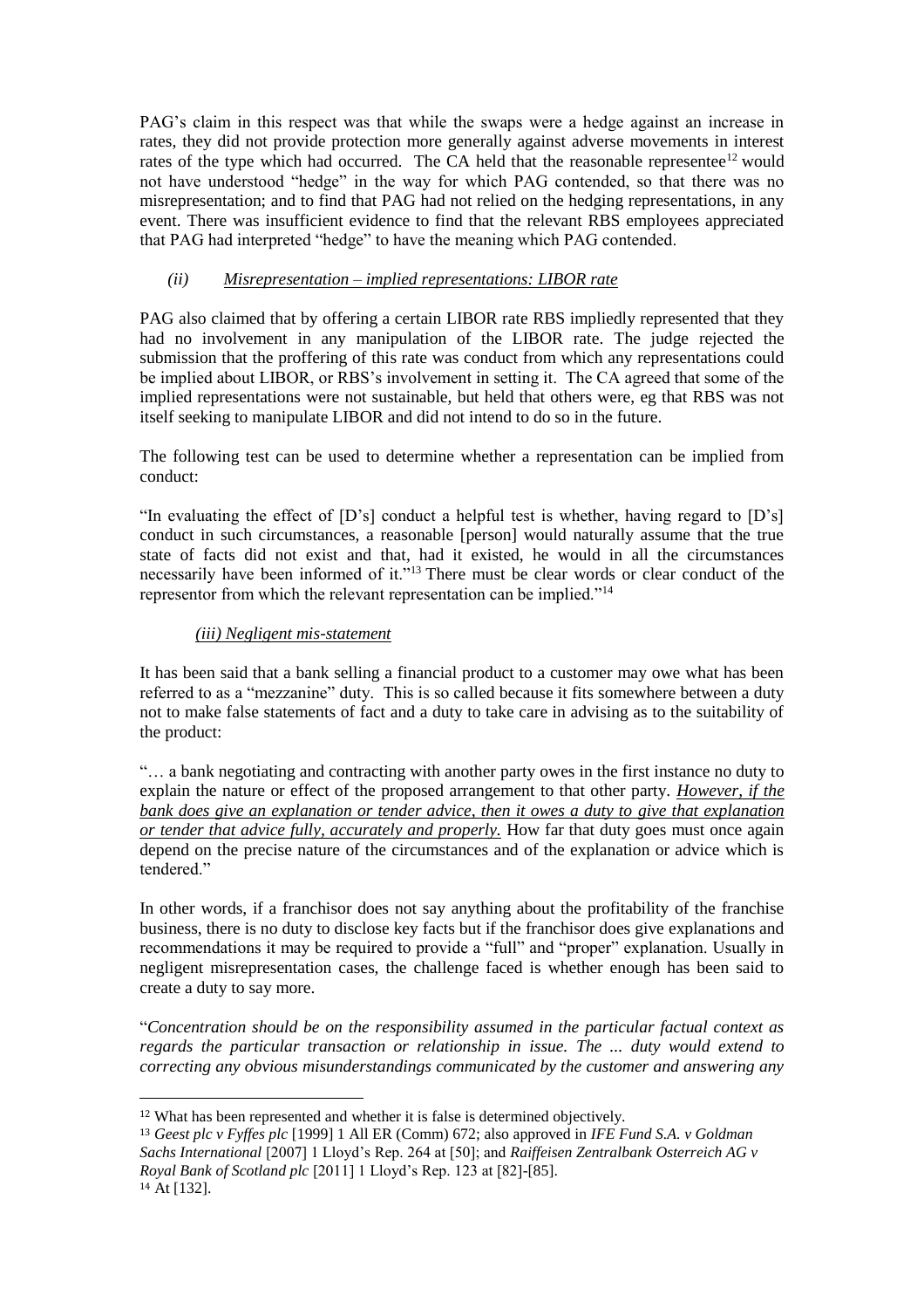PAG's claim in this respect was that while the swaps were a hedge against an increase in rates, they did not provide protection more generally against adverse movements in interest rates of the type which had occurred. The CA held that the reasonable representee[12] would not have understood "hedge" in the way for which PAG contended, so that there was no misrepresentation; and to find that PAG had not relied on the hedging representations, in any event. There was insufficient evidence to find that the relevant RBS employees appreciated that PAG had interpreted "hedge" to have the meaning which PAG contended.

### *(ii) <u>Misrepresentation – implied representations: LIBOR rate</u>*

PAG also claimed that by offering a certain LIBOR rate RBS impliedly represented that they had no involvement in any manipulation of the LIBOR rate. The judge rejected the submission that the proffering of this rate was conduct from which any representations could be implied about LIBOR, or RBS's involvement in setting it. The CA agreed that some of the implied representations were not sustainable, but held that others were, eg that RBS was not itself seeking to manipulate LIBOR and did not intend to do so in the future.

The following test can be used to determine whether a representation can be implied from conduct:

"In evaluating the effect of [D's] conduct a helpful test is whether, having regard to [D's] conduct in such circumstances, a reasonable [person] would naturally assume that the true state of facts did not exist and that, had it existed, he would in all the circumstances necessarily have been informed of it."[13] There must be clear words or clear conduct of the representor from which the relevant representation can be implied."[14]

### *(iii) <u>Negligent mis-statement</u>*

It has been said that a bank selling a financial product to a customer may owe what has been referred to as a "mezzanine" duty. This is so called because it fits somewhere between a duty not to make false statements of fact and a duty to take care in advising as to the suitability of the product:

"… a bank negotiating and contracting with another party owes in the first instance no duty to explain the nature or effect of the proposed arrangement to that other party. ***<u>However, if the bank does give an explanation or tender advice, then it owes a duty to give that explanation or tender that advice fully, accurately and properly.</u>*** How far that duty goes must once again depend on the precise nature of the circumstances and of the explanation or advice which is tendered."

In other words, if a franchisor does not say anything about the profitability of the franchise business, there is no duty to disclose key facts but if the franchisor does give explanations and recommendations it may be required to provide a "full" and "proper" explanation. Usually in negligent misrepresentation cases, the challenge faced is whether enough has been said to create a duty to say more.

"*Concentration should be on the responsibility assumed in the particular factual context as regards the particular transaction or relationship in issue. The ... duty would extend to correcting any obvious misunderstandings communicated by the customer and answering any*

---

[12] What has been represented and whether it is false is determined objectively.

[13] *Geest plc v Fyffes plc* [1999] 1 All ER (Comm) 672; also approved in *IFE Fund S.A. v Goldman Sachs International* [2007] 1 Lloyd's Rep. 264 at [50]; and *Raiffeisen Zentralbank Osterreich AG v Royal Bank of Scotland plc* [2011] 1 Lloyd's Rep. 123 at [82]-[85].

[14] At [132].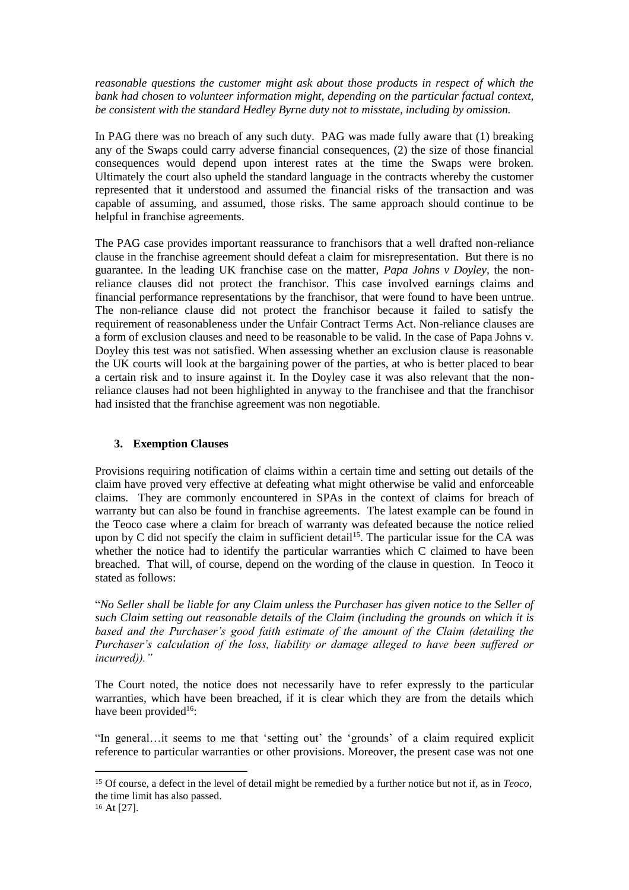*reasonable questions the customer might ask about those products in respect of which the bank had chosen to volunteer information might, depending on the particular factual context, be consistent with the standard Hedley Byrne duty not to misstate, including by omission.*

In PAG there was no breach of any such duty. PAG was made fully aware that (1) breaking any of the Swaps could carry adverse financial consequences, (2) the size of those financial consequences would depend upon interest rates at the time the Swaps were broken. Ultimately the court also upheld the standard language in the contracts whereby the customer represented that it understood and assumed the financial risks of the transaction and was capable of assuming, and assumed, those risks. The same approach should continue to be helpful in franchise agreements.

The PAG case provides important reassurance to franchisors that a well drafted non-reliance clause in the franchise agreement should defeat a claim for misrepresentation. But there is no guarantee. In the leading UK franchise case on the matter, *Papa Johns v Doyley*, the non-reliance clauses did not protect the franchisor. This case involved earnings claims and financial performance representations by the franchisor, that were found to have been untrue. The non-reliance clause did not protect the franchisor because it failed to satisfy the requirement of reasonableness under the Unfair Contract Terms Act. Non-reliance clauses are a form of exclusion clauses and need to be reasonable to be valid. In the case of Papa Johns v. Doyley this test was not satisfied. When assessing whether an exclusion clause is reasonable the UK courts will look at the bargaining power of the parties, at who is better placed to bear a certain risk and to insure against it. In the Doyley case it was also relevant that the non-reliance clauses had not been highlighted in anyway to the franchisee and that the franchisor had insisted that the franchise agreement was non negotiable.

### 3. Exemption Clauses

Provisions requiring notification of claims within a certain time and setting out details of the claim have proved very effective at defeating what might otherwise be valid and enforceable claims. They are commonly encountered in SPAs in the context of claims for breach of warranty but can also be found in franchise agreements. The latest example can be found in the Teoco case where a claim for breach of warranty was defeated because the notice relied upon by C did not specify the claim in sufficient detail[15]. The particular issue for the CA was whether the notice had to identify the particular warranties which C claimed to have been breached. That will, of course, depend on the wording of the clause in question. In Teoco it stated as follows:

"*No Seller shall be liable for any Claim unless the Purchaser has given notice to the Seller of such Claim setting out reasonable details of the Claim (including the grounds on which it is based and the Purchaser's good faith estimate of the amount of the Claim (detailing the Purchaser's calculation of the loss, liability or damage alleged to have been suffered or incurred)).*"

The Court noted, the notice does not necessarily have to refer expressly to the particular warranties, which have been breached, if it is clear which they are from the details which have been provided[16]:

"In general…it seems to me that 'setting out' the 'grounds' of a claim required explicit reference to particular warranties or other provisions. Moreover, the present case was not one

---

[15] Of course, a defect in the level of detail might be remedied by a further notice but not if, as in *Teoco*, the time limit has also passed.

[16] At [27].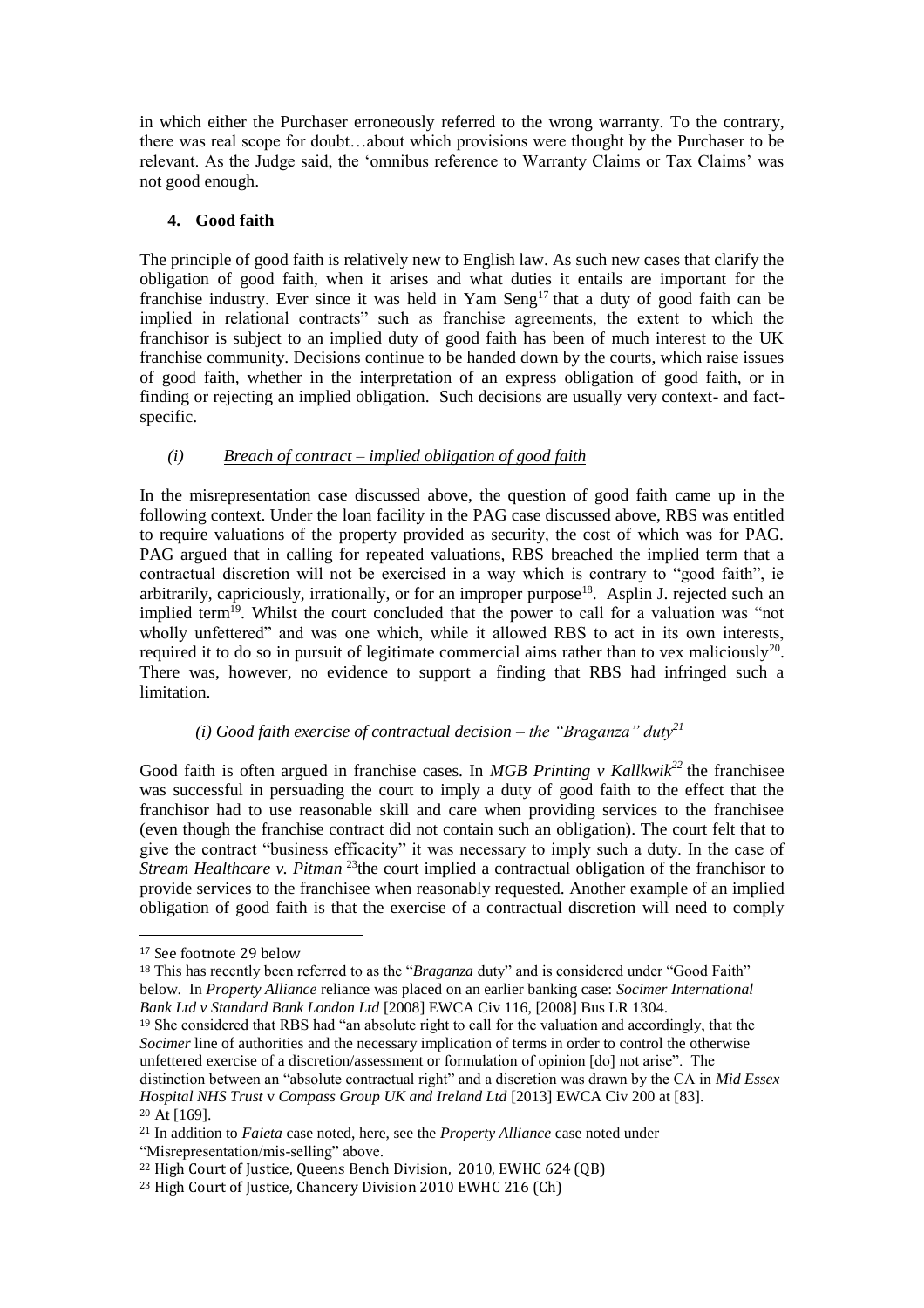in which either the Purchaser erroneously referred to the wrong warranty. To the contrary, there was real scope for doubt…about which provisions were thought by the Purchaser to be relevant. As the Judge said, the 'omnibus reference to Warranty Claims or Tax Claims' was not good enough.

#### 4. Good faith

The principle of good faith is relatively new to English law. As such new cases that clarify the obligation of good faith, when it arises and what duties it entails are important for the franchise industry. Ever since it was held in Yam Seng[17] that a duty of good faith can be implied in relational contracts" such as franchise agreements, the extent to which the franchisor is subject to an implied duty of good faith has been of much interest to the UK franchise community. Decisions continue to be handed down by the courts, which raise issues of good faith, whether in the interpretation of an express obligation of good faith, or in finding or rejecting an implied obligation. Such decisions are usually very context- and fact-specific.

##### *(i) Breach of contract – implied obligation of good faith*

In the misrepresentation case discussed above, the question of good faith came up in the following context. Under the loan facility in the PAG case discussed above, RBS was entitled to require valuations of the property provided as security, the cost of which was for PAG. PAG argued that in calling for repeated valuations, RBS breached the implied term that a contractual discretion will not be exercised in a way which is contrary to "good faith", ie arbitrarily, capriciously, irrationally, or for an improper purpose[18]. Asplin J. rejected such an implied term[19]. Whilst the court concluded that the power to call for a valuation was "not wholly unfettered" and was one which, while it allowed RBS to act in its own interests, required it to do so in pursuit of legitimate commercial aims rather than to vex maliciously[20]. There was, however, no evidence to support a finding that RBS had infringed such a limitation.

##### *(i) Good faith exercise of contractual decision – the "Braganza" duty[21]*

Good faith is often argued in franchise cases. In *MGB Printing v Kallkwik*[22] the franchisee was successful in persuading the court to imply a duty of good faith to the effect that the franchisor had to use reasonable skill and care when providing services to the franchisee (even though the franchise contract did not contain such an obligation). The court felt that to give the contract "business efficacity" it was necessary to imply such a duty. In the case of *Stream Healthcare v. Pitman*[23] the court implied a contractual obligation of the franchisor to provide services to the franchisee when reasonably requested. Another example of an implied obligation of good faith is that the exercise of a contractual discretion will need to comply

---

[17] See footnote 29 below

[18] This has recently been referred to as the "*Braganza* duty" and is considered under "Good Faith" below. In *Property Alliance* reliance was placed on an earlier banking case: *Socimer International Bank Ltd v Standard Bank London Ltd* [2008] EWCA Civ 116, [2008] Bus LR 1304.

[19] She considered that RBS had "an absolute right to call for the valuation and accordingly, that the *Socimer* line of authorities and the necessary implication of terms in order to control the otherwise unfettered exercise of a discretion/assessment or formulation of opinion [do] not arise". The distinction between an "absolute contractual right" and a discretion was drawn by the CA in *Mid Essex Hospital NHS Trust* v *Compass Group UK and Ireland Ltd* [2013] EWCA Civ 200 at [83].

[20] At [169].

[21] In addition to *Faieta* case noted, here, see the *Property Alliance* case noted under "Misrepresentation/mis-selling" above.

[22] High Court of Justice, Queens Bench Division, 2010, EWHC 624 (QB)

[23] High Court of Justice, Chancery Division 2010 EWHC 216 (Ch)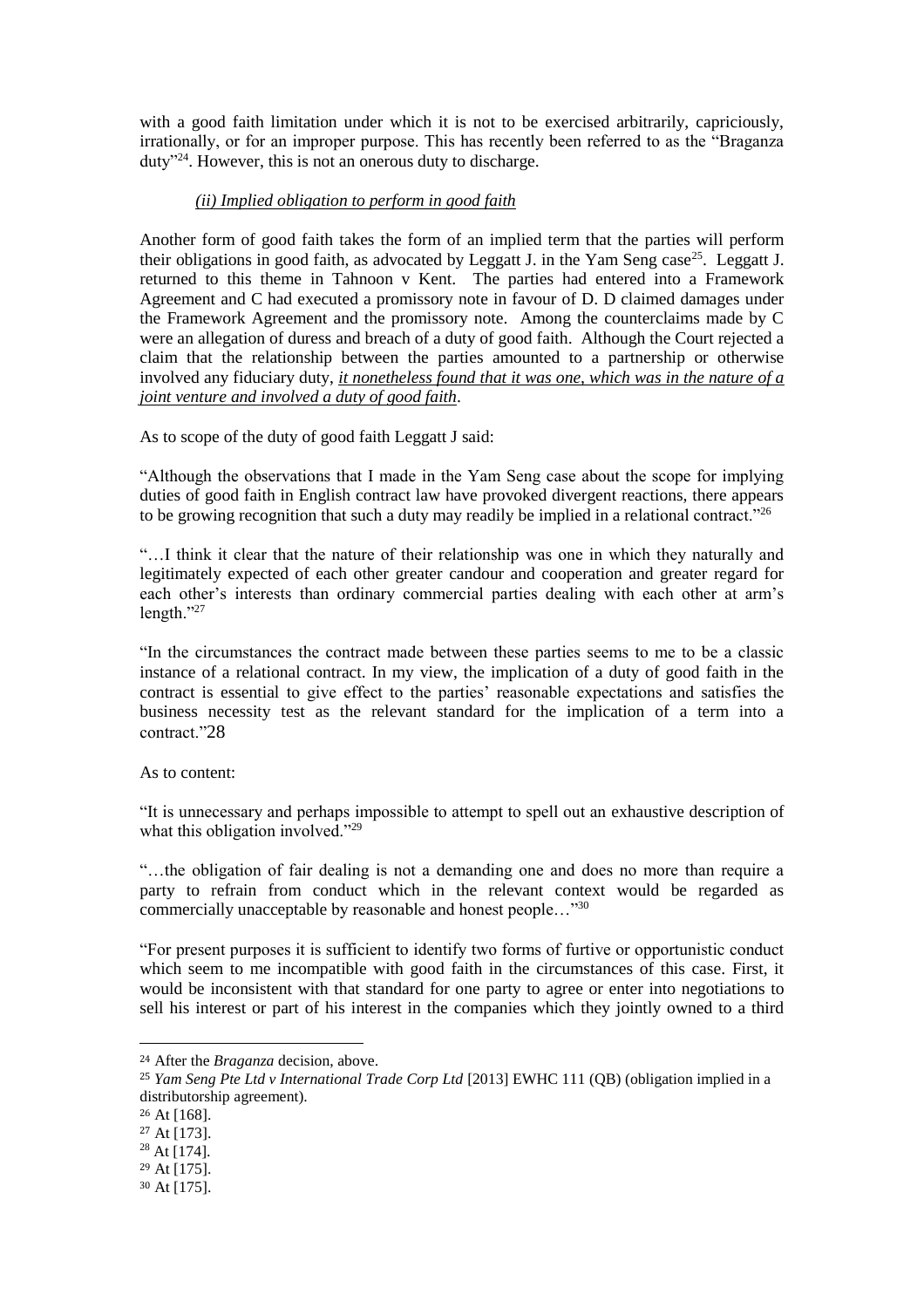with a good faith limitation under which it is not to be exercised arbitrarily, capriciously, irrationally, or for an improper purpose. This has recently been referred to as the "Braganza duty"[24]. However, this is not an onerous duty to discharge.

*(ii) Implied obligation to perform in good faith*

Another form of good faith takes the form of an implied term that the parties will perform their obligations in good faith, as advocated by Leggatt J. in the Yam Seng case[25]. Leggatt J. returned to this theme in Tahnoon v Kent. The parties had entered into a Framework Agreement and C had executed a promissory note in favour of D. D claimed damages under the Framework Agreement and the promissory note. Among the counterclaims made by C were an allegation of duress and breach of a duty of good faith. Although the Court rejected a claim that the relationship between the parties amounted to a partnership or otherwise involved any fiduciary duty, ***it nonetheless found that it was one, which was in the nature of a joint venture and involved a duty of good faith***.

As to scope of the duty of good faith Leggatt J said:

"Although the observations that I made in the Yam Seng case about the scope for implying duties of good faith in English contract law have provoked divergent reactions, there appears to be growing recognition that such a duty may readily be implied in a relational contract."[26]

"…I think it clear that the nature of their relationship was one in which they naturally and legitimately expected of each other greater candour and cooperation and greater regard for each other's interests than ordinary commercial parties dealing with each other at arm's length."[27]

"In the circumstances the contract made between these parties seems to me to be a classic instance of a relational contract. In my view, the implication of a duty of good faith in the contract is essential to give effect to the parties' reasonable expectations and satisfies the business necessity test as the relevant standard for the implication of a term into a contract."28

As to content:

"It is unnecessary and perhaps impossible to attempt to spell out an exhaustive description of what this obligation involved."[29]

"…the obligation of fair dealing is not a demanding one and does no more than require a party to refrain from conduct which in the relevant context would be regarded as commercially unacceptable by reasonable and honest people…"[30]

"For present purposes it is sufficient to identify two forms of furtive or opportunistic conduct which seem to me incompatible with good faith in the circumstances of this case. First, it would be inconsistent with that standard for one party to agree or enter into negotiations to sell his interest or part of his interest in the companies which they jointly owned to a third

---

[24] After the *Braganza* decision, above.

[25] *Yam Seng Pte Ltd v International Trade Corp Ltd* [2013] EWHC 111 (QB) (obligation implied in a distributorship agreement).

[26] At [168].

[27] At [173].

[28] At [174].

[29] At [175].

[30] At [175].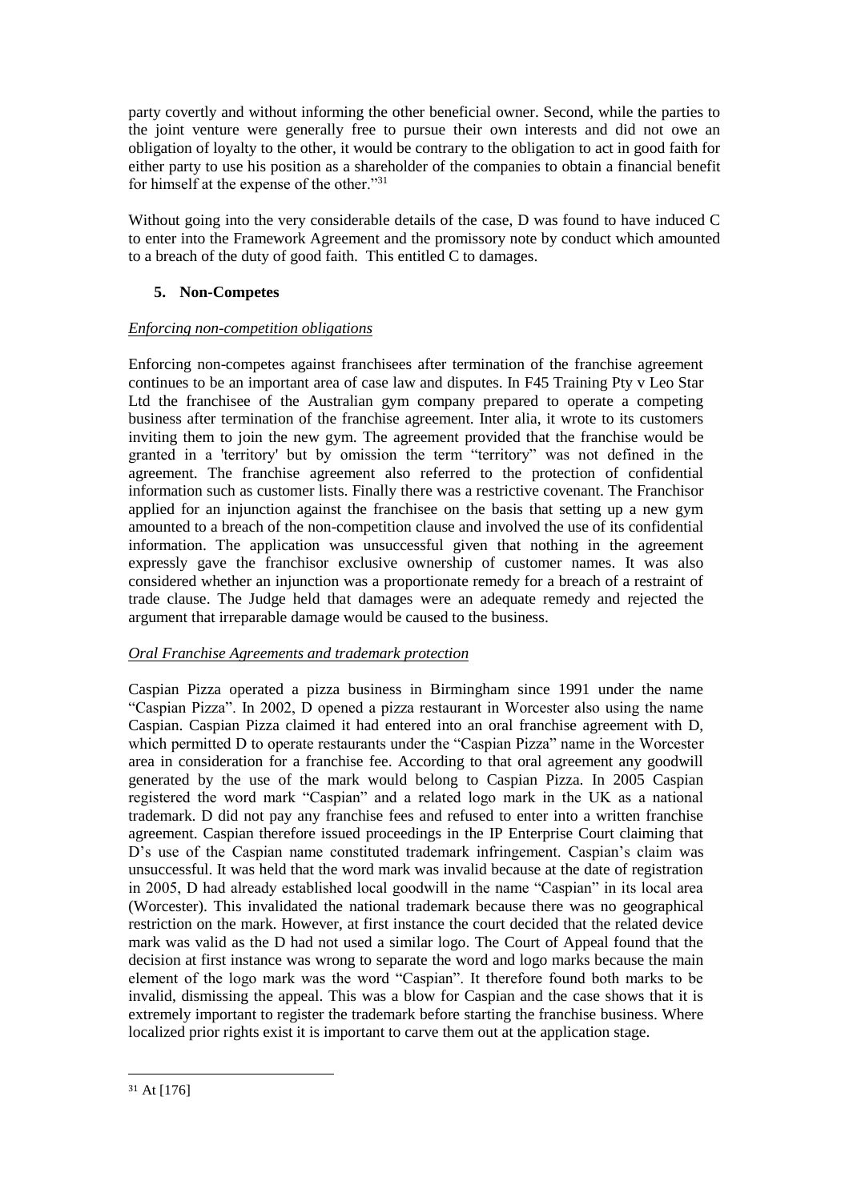party covertly and without informing the other beneficial owner. Second, while the parties to the joint venture were generally free to pursue their own interests and did not owe an obligation of loyalty to the other, it would be contrary to the obligation to act in good faith for either party to use his position as a shareholder of the companies to obtain a financial benefit for himself at the expense of the other."[31]

Without going into the very considerable details of the case, D was found to have induced C to enter into the Framework Agreement and the promissory note by conduct which amounted to a breach of the duty of good faith. This entitled C to damages.

## 5. Non-Competes

*Enforcing non-competition obligations*

Enforcing non-competes against franchisees after termination of the franchise agreement continues to be an important area of case law and disputes. In F45 Training Pty v Leo Star Ltd the franchisee of the Australian gym company prepared to operate a competing business after termination of the franchise agreement. Inter alia, it wrote to its customers inviting them to join the new gym. The agreement provided that the franchise would be granted in a 'territory' but by omission the term "territory" was not defined in the agreement. The franchise agreement also referred to the protection of confidential information such as customer lists. Finally there was a restrictive covenant. The Franchisor applied for an injunction against the franchisee on the basis that setting up a new gym amounted to a breach of the non-competition clause and involved the use of its confidential information. The application was unsuccessful given that nothing in the agreement expressly gave the franchisor exclusive ownership of customer names. It was also considered whether an injunction was a proportionate remedy for a breach of a restraint of trade clause. The Judge held that damages were an adequate remedy and rejected the argument that irreparable damage would be caused to the business.

*Oral Franchise Agreements and trademark protection*

Caspian Pizza operated a pizza business in Birmingham since 1991 under the name "Caspian Pizza". In 2002, D opened a pizza restaurant in Worcester also using the name Caspian. Caspian Pizza claimed it had entered into an oral franchise agreement with D, which permitted D to operate restaurants under the "Caspian Pizza" name in the Worcester area in consideration for a franchise fee. According to that oral agreement any goodwill generated by the use of the mark would belong to Caspian Pizza. In 2005 Caspian registered the word mark "Caspian" and a related logo mark in the UK as a national trademark. D did not pay any franchise fees and refused to enter into a written franchise agreement. Caspian therefore issued proceedings in the IP Enterprise Court claiming that D's use of the Caspian name constituted trademark infringement. Caspian's claim was unsuccessful. It was held that the word mark was invalid because at the date of registration in 2005, D had already established local goodwill in the name "Caspian" in its local area (Worcester). This invalidated the national trademark because there was no geographical restriction on the mark. However, at first instance the court decided that the related device mark was valid as the D had not used a similar logo. The Court of Appeal found that the decision at first instance was wrong to separate the word and logo marks because the main element of the logo mark was the word "Caspian". It therefore found both marks to be invalid, dismissing the appeal. This was a blow for Caspian and the case shows that it is extremely important to register the trademark before starting the franchise business. Where localized prior rights exist it is important to carve them out at the application stage.

---

[31] At [176]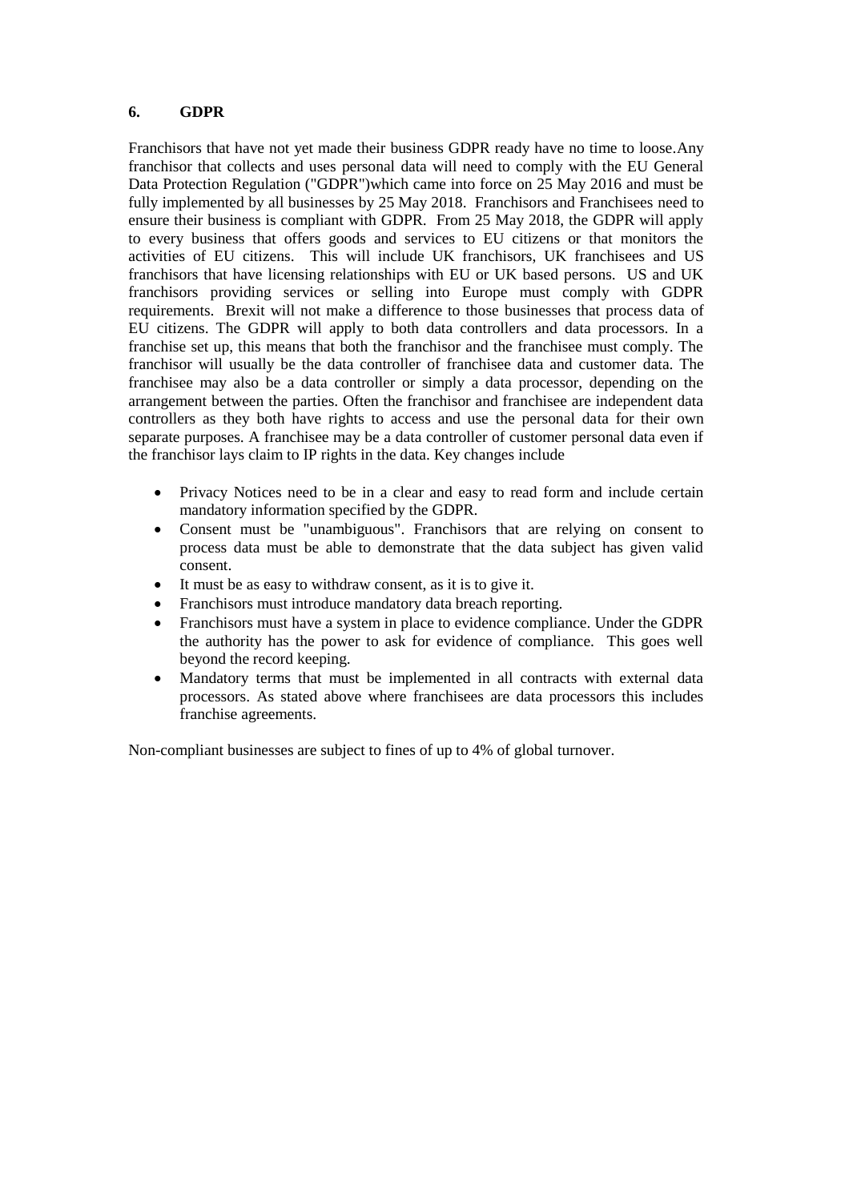## 6. GDPR

Franchisors that have not yet made their business GDPR ready have no time to loose.Any franchisor that collects and uses personal data will need to comply with the EU General Data Protection Regulation ("GDPR")which came into force on 25 May 2016 and must be fully implemented by all businesses by 25 May 2018. Franchisors and Franchisees need to ensure their business is compliant with GDPR. From 25 May 2018, the GDPR will apply to every business that offers goods and services to EU citizens or that monitors the activities of EU citizens. This will include UK franchisors, UK franchisees and US franchisors that have licensing relationships with EU or UK based persons. US and UK franchisors providing services or selling into Europe must comply with GDPR requirements. Brexit will not make a difference to those businesses that process data of EU citizens. The GDPR will apply to both data controllers and data processors. In a franchise set up, this means that both the franchisor and the franchisee must comply. The franchisor will usually be the data controller of franchisee data and customer data. The franchisee may also be a data controller or simply a data processor, depending on the arrangement between the parties. Often the franchisor and franchisee are independent data controllers as they both have rights to access and use the personal data for their own separate purposes. A franchisee may be a data controller of customer personal data even if the franchisor lays claim to IP rights in the data. Key changes include

- Privacy Notices need to be in a clear and easy to read form and include certain mandatory information specified by the GDPR.
- Consent must be "unambiguous". Franchisors that are relying on consent to process data must be able to demonstrate that the data subject has given valid consent.
- It must be as easy to withdraw consent, as it is to give it.
- Franchisors must introduce mandatory data breach reporting.
- Franchisors must have a system in place to evidence compliance. Under the GDPR the authority has the power to ask for evidence of compliance. This goes well beyond the record keeping.
- Mandatory terms that must be implemented in all contracts with external data processors. As stated above where franchisees are data processors this includes franchise agreements.

Non-compliant businesses are subject to fines of up to 4% of global turnover.